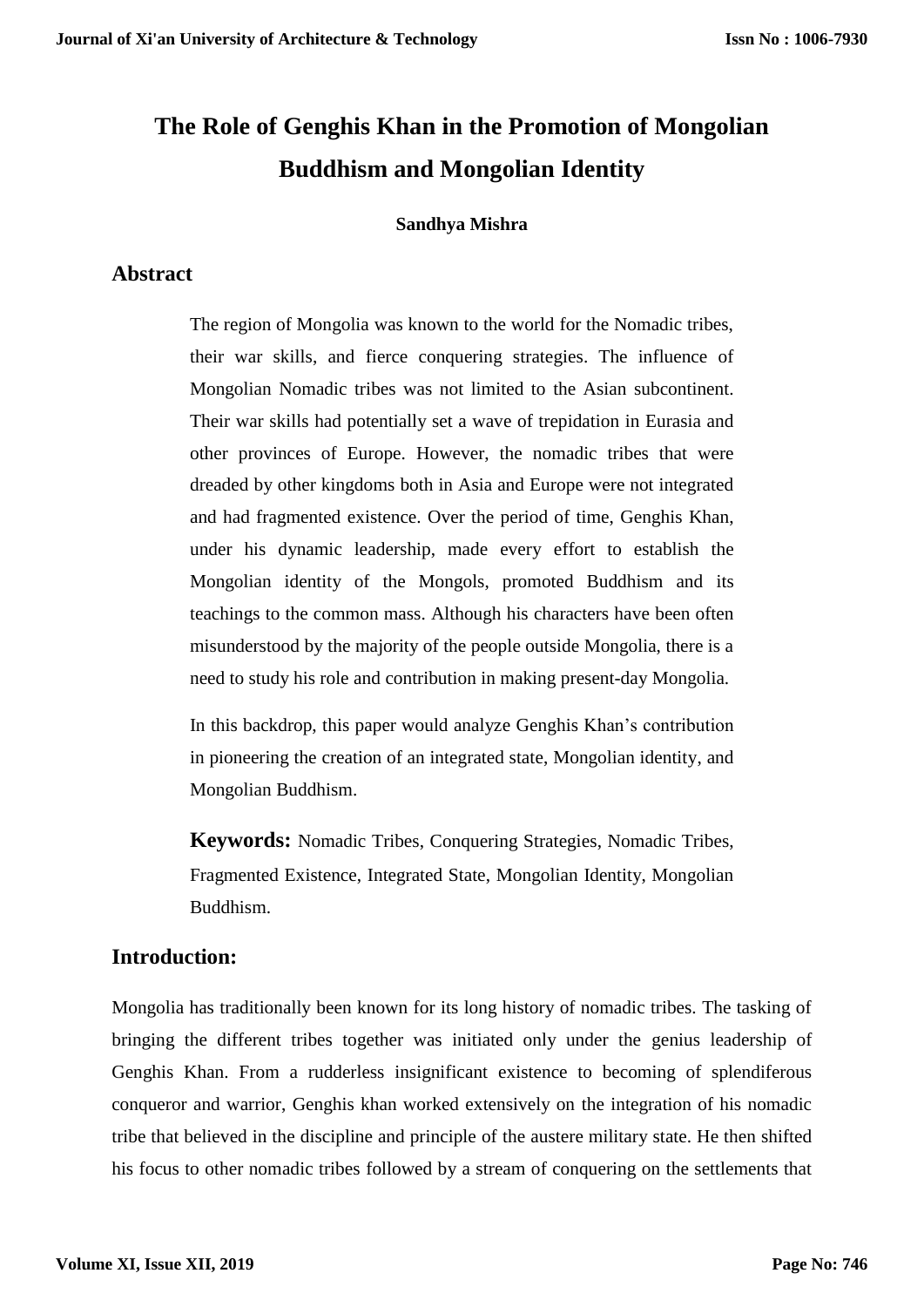# The Role of Genghis Khan in the Promotion of Mongolian Buddhism and Mongolian Identity

**Sandhya Mishra**

## Abstract

The region of Mongolia was known to the world for the Nomadic tribes, their war skills, and fierce conquering strategies. The influence of Mongolian Nomadic tribes was not limited to the Asian subcontinent. Their war skills had potentially set a wave of trepidation in Eurasia and other provinces of Europe. However, the nomadic tribes that were dreaded by other kingdoms both in Asia and Europe were not integrated and had fragmented existence. Over the period of time, Genghis Khan, under his dynamic leadership, made every effort to establish the Mongolian identity of the Mongols, promoted Buddhism and its teachings to the common mass. Although his characters have been often misunderstood by the majority of the people outside Mongolia, there is a need to study his role and contribution in making present-day Mongolia.

In this backdrop, this paper would analyze Genghis Khan's contribution in pioneering the creation of an integrated state, Mongolian identity, and Mongolian Buddhism.

**Keywords:** Nomadic Tribes, Conquering Strategies, Nomadic Tribes, Fragmented Existence, Integrated State, Mongolian Identity, Mongolian Buddhism.

## Introduction:

Mongolia has traditionally been known for its long history of nomadic tribes. The tasking of bringing the different tribes together was initiated only under the genius leadership of Genghis Khan. From a rudderless insignificant existence to becoming of splendiferous conqueror and warrior, Genghis khan worked extensively on the integration of his nomadic tribe that believed in the discipline and principle of the austere military state. He then shifted his focus to other nomadic tribes followed by a stream of conquering on the settlements that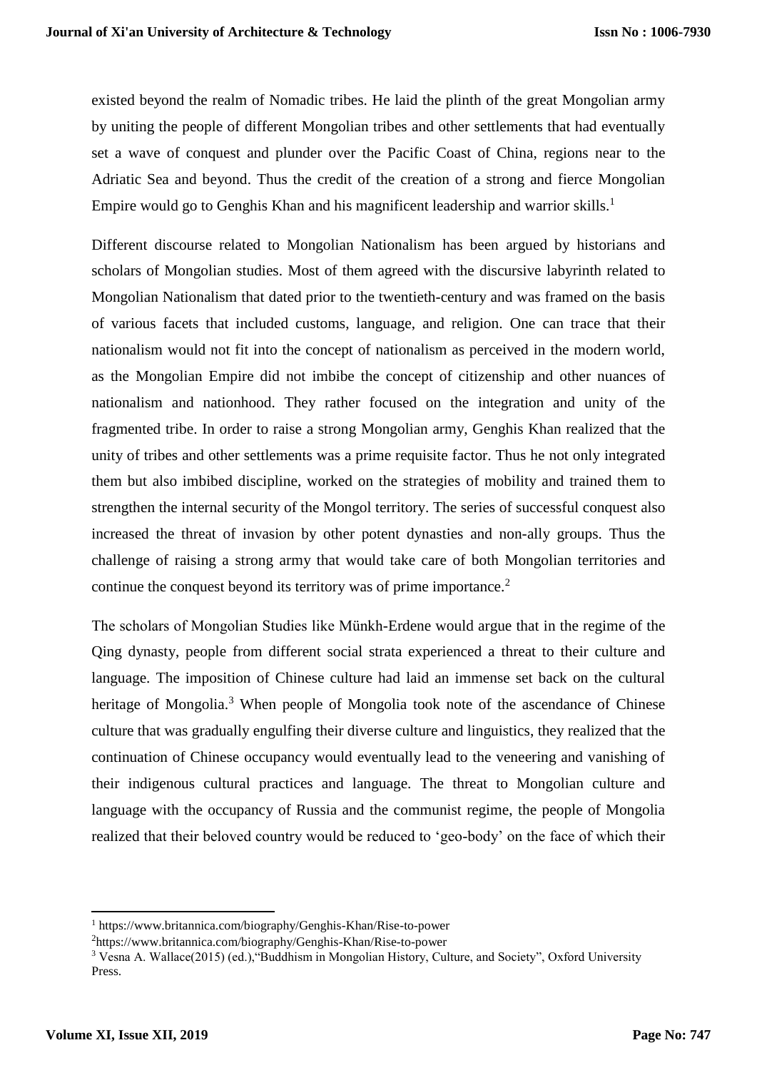existed beyond the realm of Nomadic tribes. He laid the plinth of the great Mongolian army by uniting the people of different Mongolian tribes and other settlements that had eventually set a wave of conquest and plunder over the Pacific Coast of China, regions near to the Adriatic Sea and beyond. Thus the credit of the creation of a strong and fierce Mongolian Empire would go to Genghis Khan and his magnificent leadership and warrior skills.[1]

Different discourse related to Mongolian Nationalism has been argued by historians and scholars of Mongolian studies. Most of them agreed with the discursive labyrinth related to Mongolian Nationalism that dated prior to the twentieth-century and was framed on the basis of various facets that included customs, language, and religion. One can trace that their nationalism would not fit into the concept of nationalism as perceived in the modern world, as the Mongolian Empire did not imbibe the concept of citizenship and other nuances of nationalism and nationhood. They rather focused on the integration and unity of the fragmented tribe. In order to raise a strong Mongolian army, Genghis Khan realized that the unity of tribes and other settlements was a prime requisite factor. Thus he not only integrated them but also imbibed discipline, worked on the strategies of mobility and trained them to strengthen the internal security of the Mongol territory. The series of successful conquest also increased the threat of invasion by other potent dynasties and non-ally groups. Thus the challenge of raising a strong army that would take care of both Mongolian territories and continue the conquest beyond its territory was of prime importance.[2]

The scholars of Mongolian Studies like Münkh-Erdene would argue that in the regime of the Qing dynasty, people from different social strata experienced a threat to their culture and language. The imposition of Chinese culture had laid an immense set back on the cultural heritage of Mongolia.[3] When people of Mongolia took note of the ascendance of Chinese culture that was gradually engulfing their diverse culture and linguistics, they realized that the continuation of Chinese occupancy would eventually lead to the veneering and vanishing of their indigenous cultural practices and language. The threat to Mongolian culture and language with the occupancy of Russia and the communist regime, the people of Mongolia realized that their beloved country would be reduced to 'geo-body' on the face of which their

---

[1] https://www.britannica.com/biography/Genghis-Khan/Rise-to-power

[2] https://www.britannica.com/biography/Genghis-Khan/Rise-to-power

[3] Vesna A. Wallace(2015) (ed.),"Buddhism in Mongolian History, Culture, and Society", Oxford University Press.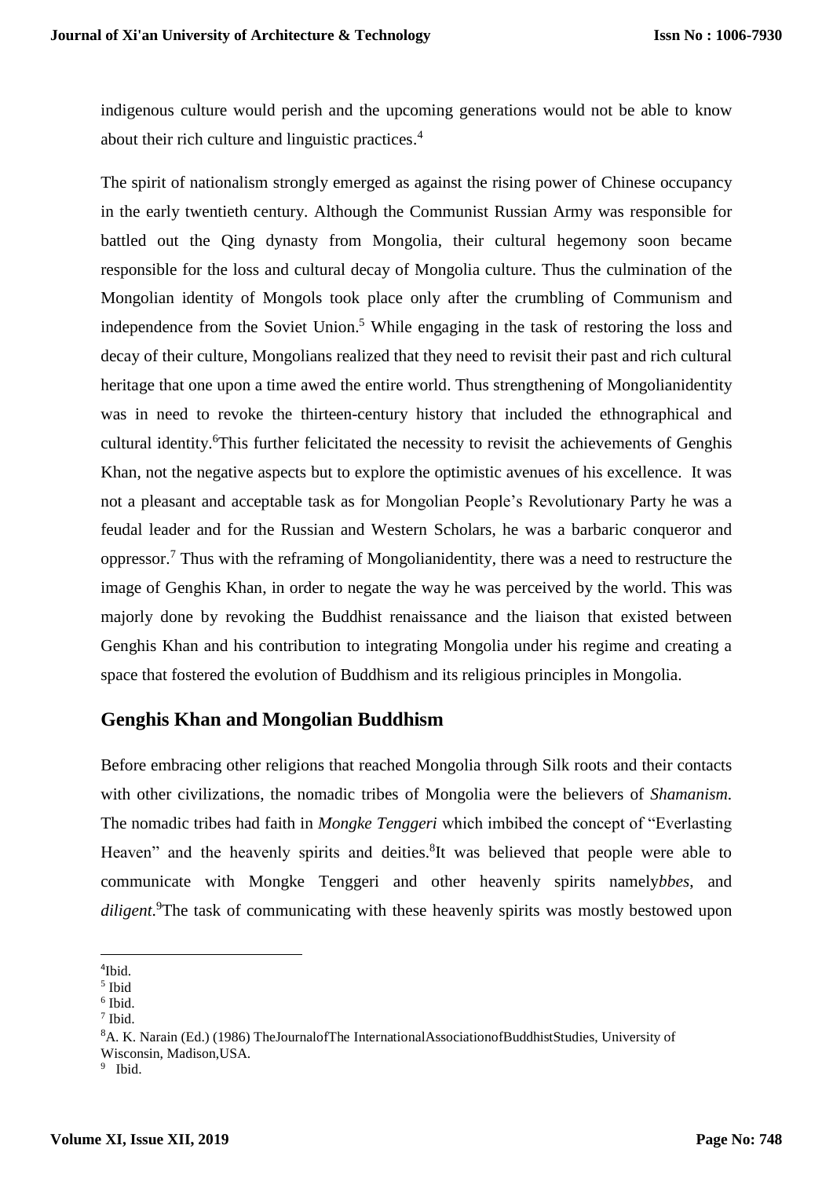indigenous culture would perish and the upcoming generations would not be able to know about their rich culture and linguistic practices.[4]

The spirit of nationalism strongly emerged as against the rising power of Chinese occupancy in the early twentieth century. Although the Communist Russian Army was responsible for battled out the Qing dynasty from Mongolia, their cultural hegemony soon became responsible for the loss and cultural decay of Mongolia culture. Thus the culmination of the Mongolian identity of Mongols took place only after the crumbling of Communism and independence from the Soviet Union.[5] While engaging in the task of restoring the loss and decay of their culture, Mongolians realized that they need to revisit their past and rich cultural heritage that one upon a time awed the entire world. Thus strengthening of Mongolianidentity was in need to revoke the thirteen-century history that included the ethnographical and cultural identity.[6]This further felicitated the necessity to revisit the achievements of Genghis Khan, not the negative aspects but to explore the optimistic avenues of his excellence. It was not a pleasant and acceptable task as for Mongolian People's Revolutionary Party he was a feudal leader and for the Russian and Western Scholars, he was a barbaric conqueror and oppressor.[7] Thus with the reframing of Mongolianidentity, there was a need to restructure the image of Genghis Khan, in order to negate the way he was perceived by the world. This was majorly done by revoking the Buddhist renaissance and the liaison that existed between Genghis Khan and his contribution to integrating Mongolia under his regime and creating a space that fostered the evolution of Buddhism and its religious principles in Mongolia.

## Genghis Khan and Mongolian Buddhism

Before embracing other religions that reached Mongolia through Silk roots and their contacts with other civilizations, the nomadic tribes of Mongolia were the believers of *Shamanism*. The nomadic tribes had faith in *Mongke Tenggeri* which imbibed the concept of "Everlasting Heaven" and the heavenly spirits and deities.[8]It was believed that people were able to communicate with Mongke Tenggeri and other heavenly spirits namely*bbes*, and *diligent*.[9]The task of communicating with these heavenly spirits was mostly bestowed upon

---

[4]Ibid.
[5] Ibid
[6] Ibid.
[7] Ibid.
[8]A. K. Narain (Ed.) (1986) TheJournalofThe InternationalAssociationofBuddhistStudies, University of Wisconsin, Madison,USA.
[9] Ibid.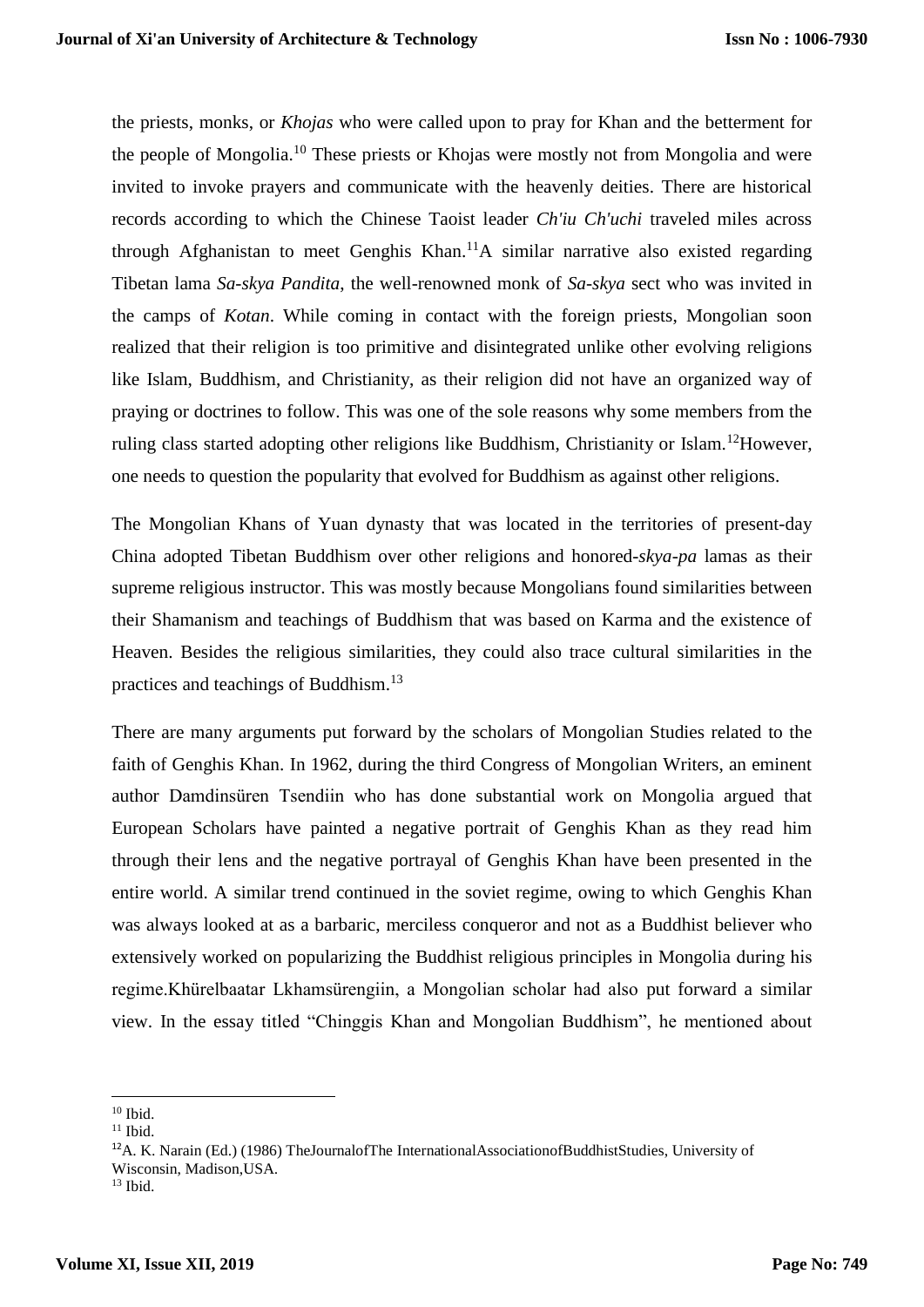the priests, monks, or *Khojas* who were called upon to pray for Khan and the betterment for the people of Mongolia.[10] These priests or Khojas were mostly not from Mongolia and were invited to invoke prayers and communicate with the heavenly deities. There are historical records according to which the Chinese Taoist leader *Ch'iu Ch'uchi* traveled miles across through Afghanistan to meet Genghis Khan.[11]A similar narrative also existed regarding Tibetan lama *Sa-skya Pandita*, the well-renowned monk of *Sa-skya* sect who was invited in the camps of *Kotan*. While coming in contact with the foreign priests, Mongolian soon realized that their religion is too primitive and disintegrated unlike other evolving religions like Islam, Buddhism, and Christianity, as their religion did not have an organized way of praying or doctrines to follow. This was one of the sole reasons why some members from the ruling class started adopting other religions like Buddhism, Christianity or Islam.[12]However, one needs to question the popularity that evolved for Buddhism as against other religions.

The Mongolian Khans of Yuan dynasty that was located in the territories of present-day China adopted Tibetan Buddhism over other religions and honored-*skya-pa* lamas as their supreme religious instructor. This was mostly because Mongolians found similarities between their Shamanism and teachings of Buddhism that was based on Karma and the existence of Heaven. Besides the religious similarities, they could also trace cultural similarities in the practices and teachings of Buddhism.[13]

There are many arguments put forward by the scholars of Mongolian Studies related to the faith of Genghis Khan. In 1962, during the third Congress of Mongolian Writers, an eminent author Damdinsüren Tsendiin who has done substantial work on Mongolia argued that European Scholars have painted a negative portrait of Genghis Khan as they read him through their lens and the negative portrayal of Genghis Khan have been presented in the entire world. A similar trend continued in the soviet regime, owing to which Genghis Khan was always looked at as a barbaric, merciless conqueror and not as a Buddhist believer who extensively worked on popularizing the Buddhist religious principles in Mongolia during his regime.Khürelbaatar Lkhamsürengiin, a Mongolian scholar had also put forward a similar view. In the essay titled "Chinggis Khan and Mongolian Buddhism", he mentioned about

---

[10] Ibid.

[11] Ibid.

[12]A. K. Narain (Ed.) (1986) TheJournalofThe InternationalAssociationofBuddhistStudies, University of Wisconsin, Madison,USA.

[13] Ibid.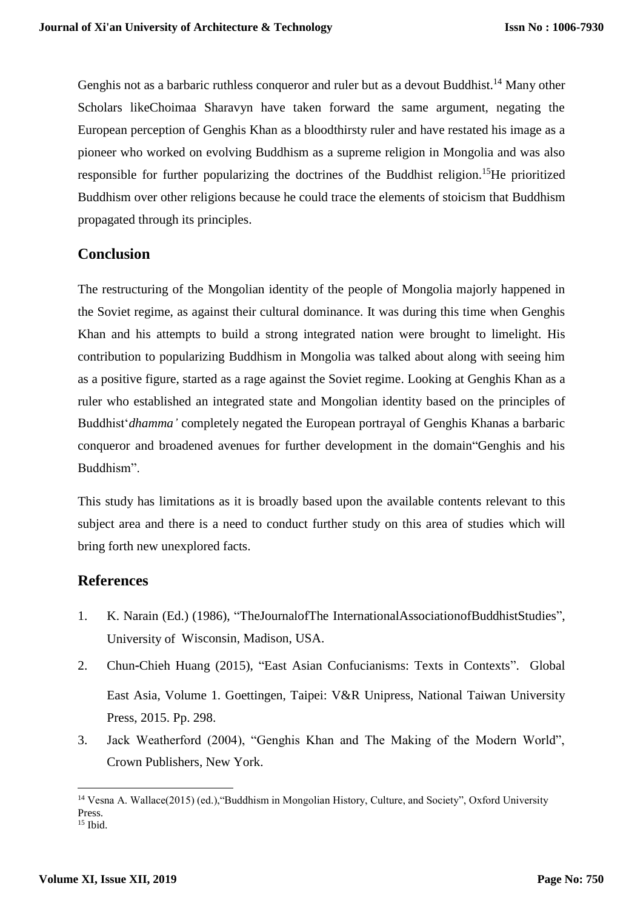Genghis not as a barbaric ruthless conqueror and ruler but as a devout Buddhist.[14] Many other Scholars likeChoimaa Sharavyn have taken forward the same argument, negating the European perception of Genghis Khan as a bloodthirsty ruler and have restated his image as a pioneer who worked on evolving Buddhism as a supreme religion in Mongolia and was also responsible for further popularizing the doctrines of the Buddhist religion.[15]He prioritized Buddhism over other religions because he could trace the elements of stoicism that Buddhism propagated through its principles.

## Conclusion

The restructuring of the Mongolian identity of the people of Mongolia majorly happened in the Soviet regime, as against their cultural dominance. It was during this time when Genghis Khan and his attempts to build a strong integrated nation were brought to limelight. His contribution to popularizing Buddhism in Mongolia was talked about along with seeing him as a positive figure, started as a rage against the Soviet regime. Looking at Genghis Khan as a ruler who established an integrated state and Mongolian identity based on the principles of Buddhist'*dhamma'* completely negated the European portrayal of Genghis Khanas a barbaric conqueror and broadened avenues for further development in the domain"Genghis and his Buddhism".

This study has limitations as it is broadly based upon the available contents relevant to this subject area and there is a need to conduct further study on this area of studies which will bring forth new unexplored facts.

## References

1. K. Narain (Ed.) (1986), "TheJournalofThe InternationalAssociationofBuddhistStudies", University of Wisconsin, Madison, USA.
2. Chun-Chieh Huang (2015), "East Asian Confucianisms: Texts in Contexts". Global East Asia, Volume 1. Goettingen, Taipei: V&R Unipress, National Taiwan University Press, 2015. Pp. 298.
3. Jack Weatherford (2004), "Genghis Khan and The Making of the Modern World", Crown Publishers, New York.

---

[14] Vesna A. Wallace(2015) (ed.),"Buddhism in Mongolian History, Culture, and Society", Oxford University Press.

[15] Ibid.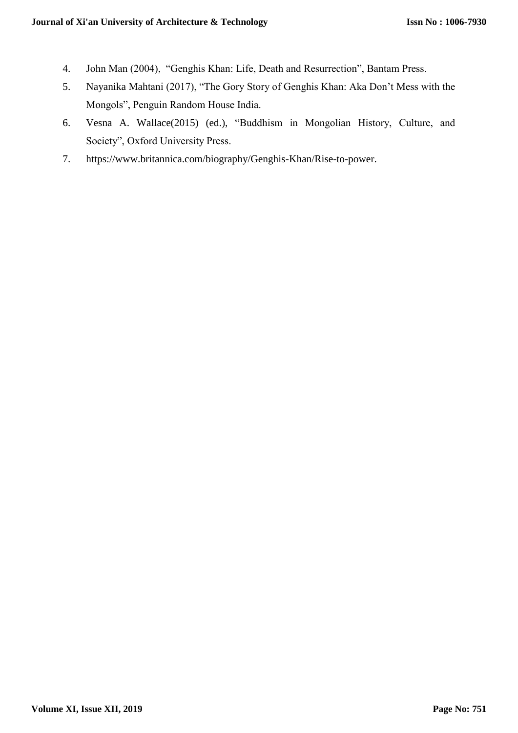4. John Man (2004), "Genghis Khan: Life, Death and Resurrection", Bantam Press.
5. Nayanika Mahtani (2017), "The Gory Story of Genghis Khan: Aka Don't Mess with the Mongols", Penguin Random House India.
6. Vesna A. Wallace(2015) (ed.), "Buddhism in Mongolian History, Culture, and Society", Oxford University Press.
7. https://www.britannica.com/biography/Genghis-Khan/Rise-to-power.